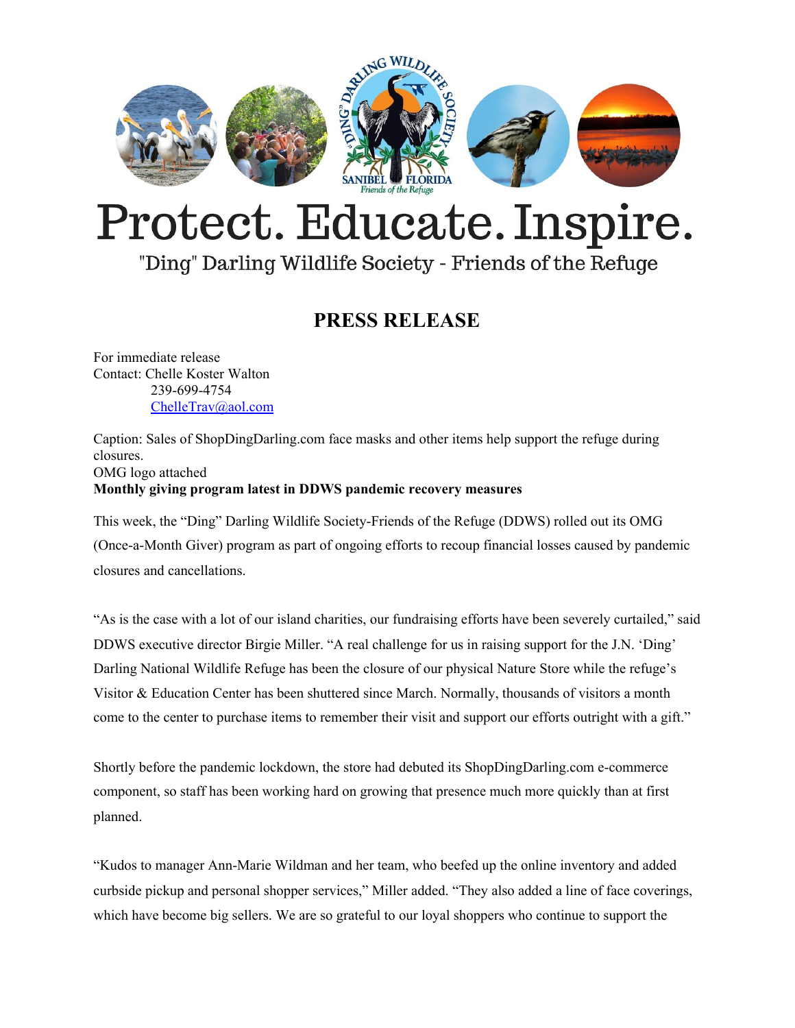# Protect. Educate. Inspire.

"Ding" Darling Wildlife Society - Friends of the Refuge

## PRESS RELEASE

For immediate release
Contact: Chelle Koster Walton
239-699-4754
ChelleTrav@aol.com

Caption: Sales of ShopDingDarling.com face masks and other items help support the refuge during closures.
OMG logo attached

**Monthly giving program latest in DDWS pandemic recovery measures**

This week, the "Ding" Darling Wildlife Society-Friends of the Refuge (DDWS) rolled out its OMG (Once-a-Month Giver) program as part of ongoing efforts to recoup financial losses caused by pandemic closures and cancellations.

"As is the case with a lot of our island charities, our fundraising efforts have been severely curtailed," said DDWS executive director Birgie Miller. "A real challenge for us in raising support for the J.N. 'Ding' Darling National Wildlife Refuge has been the closure of our physical Nature Store while the refuge's Visitor & Education Center has been shuttered since March. Normally, thousands of visitors a month come to the center to purchase items to remember their visit and support our efforts outright with a gift."

Shortly before the pandemic lockdown, the store had debuted its ShopDingDarling.com e-commerce component, so staff has been working hard on growing that presence much more quickly than at first planned.

"Kudos to manager Ann-Marie Wildman and her team, who beefed up the online inventory and added curbside pickup and personal shopper services," Miller added. "They also added a line of face coverings, which have become big sellers. We are so grateful to our loyal shoppers who continue to support the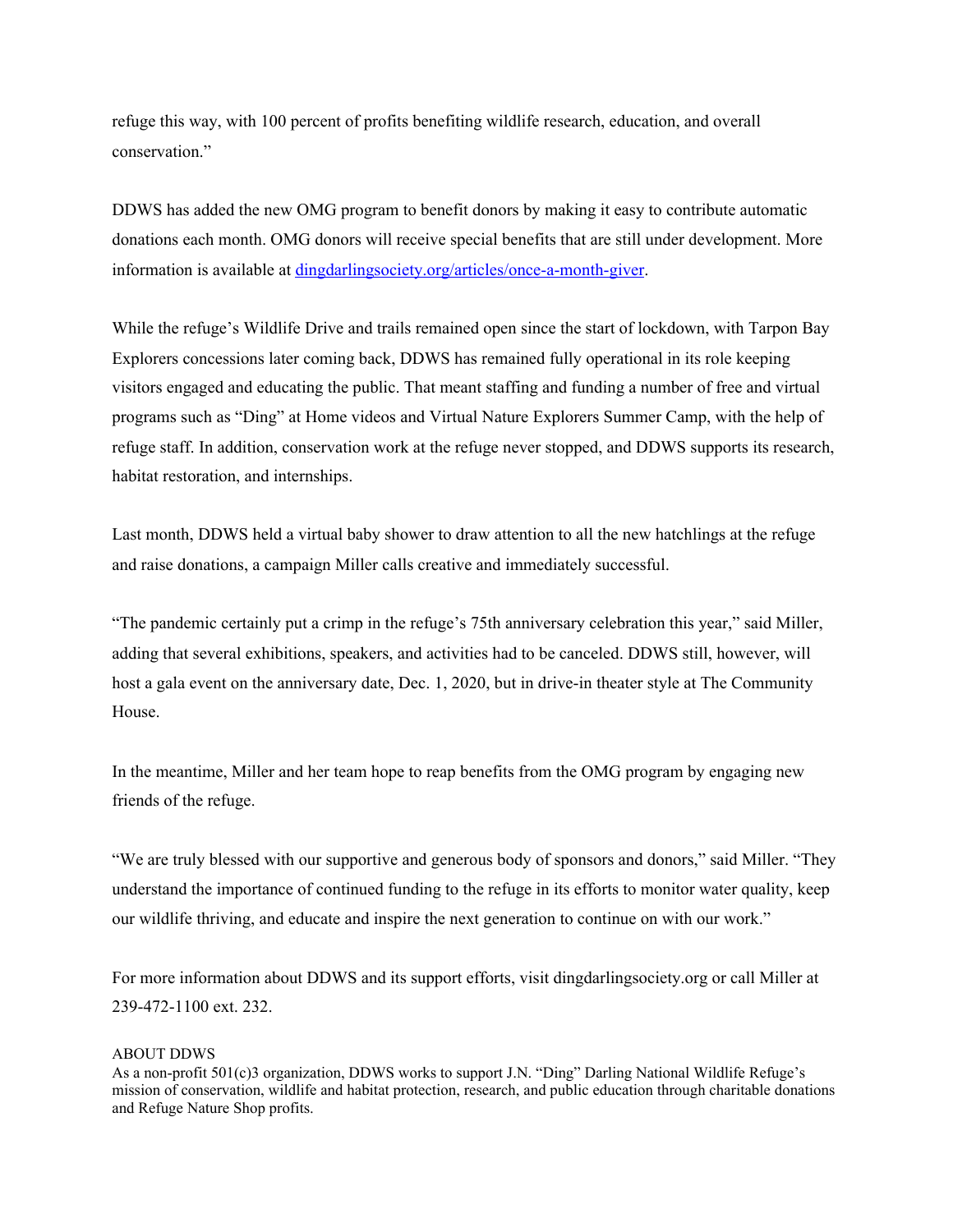refuge this way, with 100 percent of profits benefiting wildlife research, education, and overall conservation."

DDWS has added the new OMG program to benefit donors by making it easy to contribute automatic donations each month. OMG donors will receive special benefits that are still under development. More information is available at [dingdarlingsociety.org/articles/once-a-month-giver](dingdarlingsociety.org/articles/once-a-month-giver).

While the refuge's Wildlife Drive and trails remained open since the start of lockdown, with Tarpon Bay Explorers concessions later coming back, DDWS has remained fully operational in its role keeping visitors engaged and educating the public. That meant staffing and funding a number of free and virtual programs such as "Ding" at Home videos and Virtual Nature Explorers Summer Camp, with the help of refuge staff. In addition, conservation work at the refuge never stopped, and DDWS supports its research, habitat restoration, and internships.

Last month, DDWS held a virtual baby shower to draw attention to all the new hatchlings at the refuge and raise donations, a campaign Miller calls creative and immediately successful.

"The pandemic certainly put a crimp in the refuge's 75th anniversary celebration this year," said Miller, adding that several exhibitions, speakers, and activities had to be canceled. DDWS still, however, will host a gala event on the anniversary date, Dec. 1, 2020, but in drive-in theater style at The Community House.

In the meantime, Miller and her team hope to reap benefits from the OMG program by engaging new friends of the refuge.

"We are truly blessed with our supportive and generous body of sponsors and donors," said Miller. "They understand the importance of continued funding to the refuge in its efforts to monitor water quality, keep our wildlife thriving, and educate and inspire the next generation to continue on with our work."

For more information about DDWS and its support efforts, visit dingdarlingsociety.org or call Miller at 239-472-1100 ext. 232.

ABOUT DDWS
As a non-profit 501(c)3 organization, DDWS works to support J.N. "Ding" Darling National Wildlife Refuge's mission of conservation, wildlife and habitat protection, research, and public education through charitable donations and Refuge Nature Shop profits.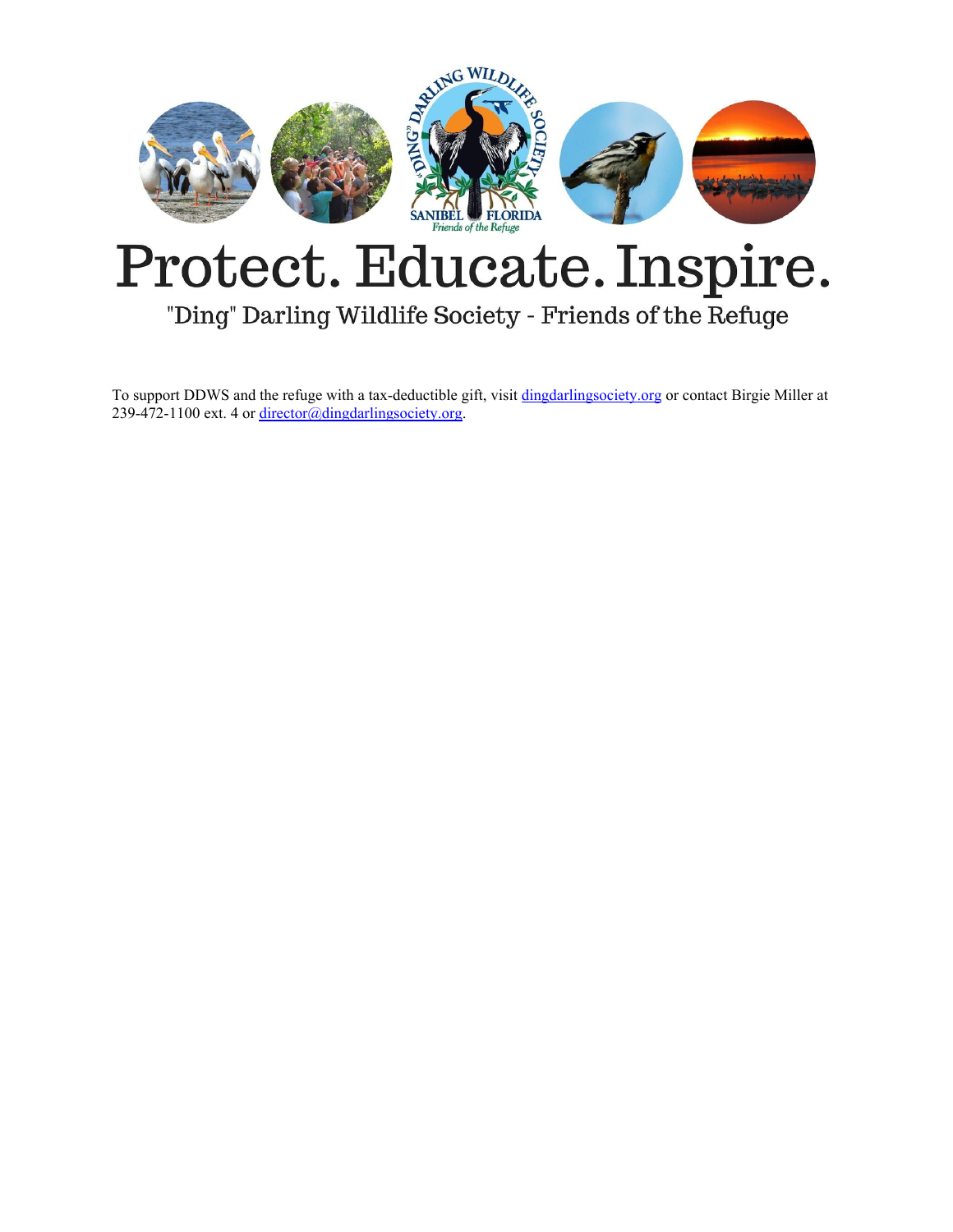# Protect. Educate. Inspire.

## "Ding" Darling Wildlife Society - Friends of the Refuge

To support DDWS and the refuge with a tax-deductible gift, visit dingdarlingsociety.org or contact Birgie Miller at 239-472-1100 ext. 4 or director@dingdarlingsociety.org.